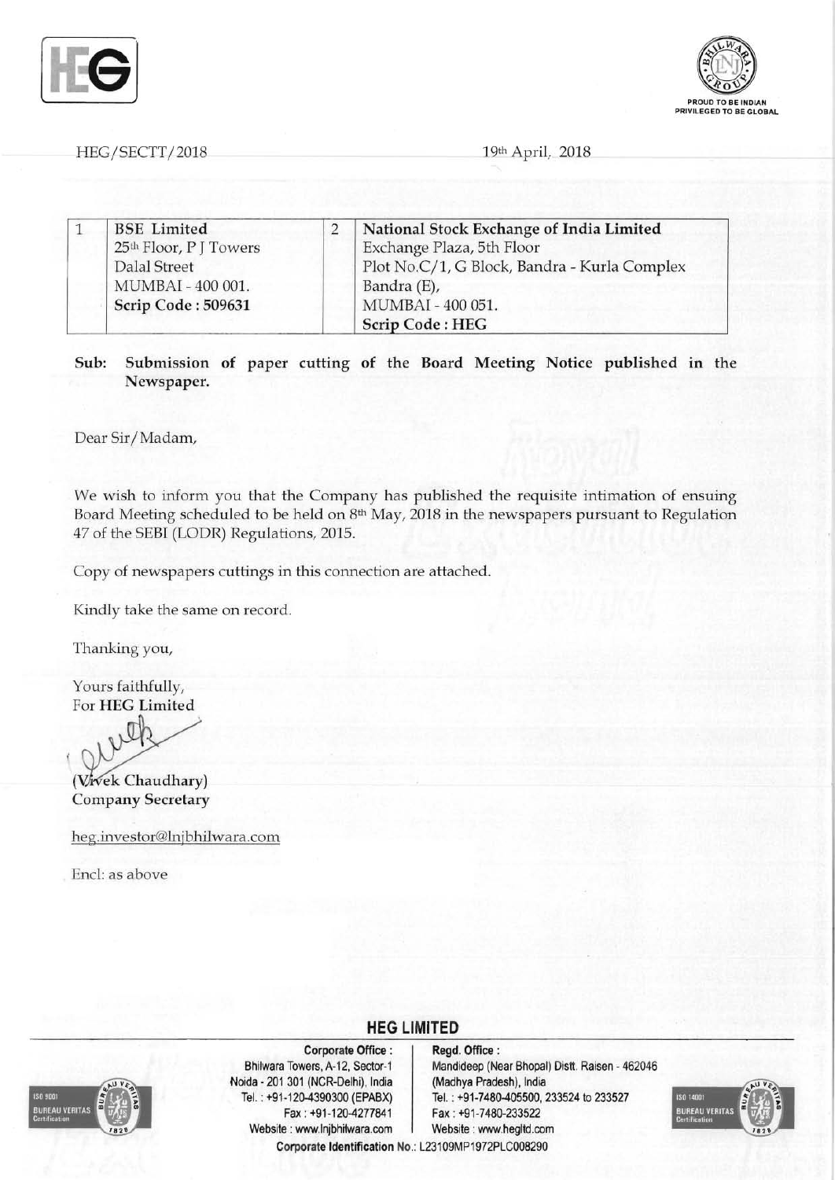HEG/SECTT/2018

19th April, 2018

| 1 | BSE Limited<br>25th Floor, P J Towers<br>Dalal Street<br>MUMBAI - 400 001.<br>**Scrip Code : 509631** | 2 | **National Stock Exchange of India Limited**<br>Exchange Plaza, 5th Floor<br>Plot No.C/1, G Block, Bandra - Kurla Complex<br>Bandra (E),<br>MUMBAI - 400 051.<br>**Scrip Code : HEG** |
|---|---|---|---|

**Sub: Submission of paper cutting of the Board Meeting Notice published in the Newspaper.**

Dear Sir/Madam,

We wish to inform you that the Company has published the requisite intimation of ensuing Board Meeting scheduled to be held on 8th May, 2018 in the newspapers pursuant to Regulation 47 of the SEBI (LODR) Regulations, 2015.

Copy of newspapers cuttings in this connection are attached.

Kindly take the same on record.

Thanking you,

Yours faithfully,
For **HEG Limited**

(Vivek Chaudhary)
**Company Secretary**

heg.investor@lnjbhilwara.com

Encl: as above

**HEG LIMITED**

**Corporate Office :**
Bhilwara Towers, A-12, Sector-1
Noida - 201 301 (NCR-Delhi), India
Tel. : +91-120-4390300 (EPABX)
Fax : +91-120-4277841
Website : www.lnjbhilwara.com

**Regd. Office :**
Mandideep (Near Bhopal) Distt. Raisen - 462046
(Madhya Pradesh), India
Tel. : +91-7480-405500, 233524 to 233527
Fax : +91-7480-233522
Website : www.hegltd.com

**Corporate Identification No.:** L23109MP1972PLC008290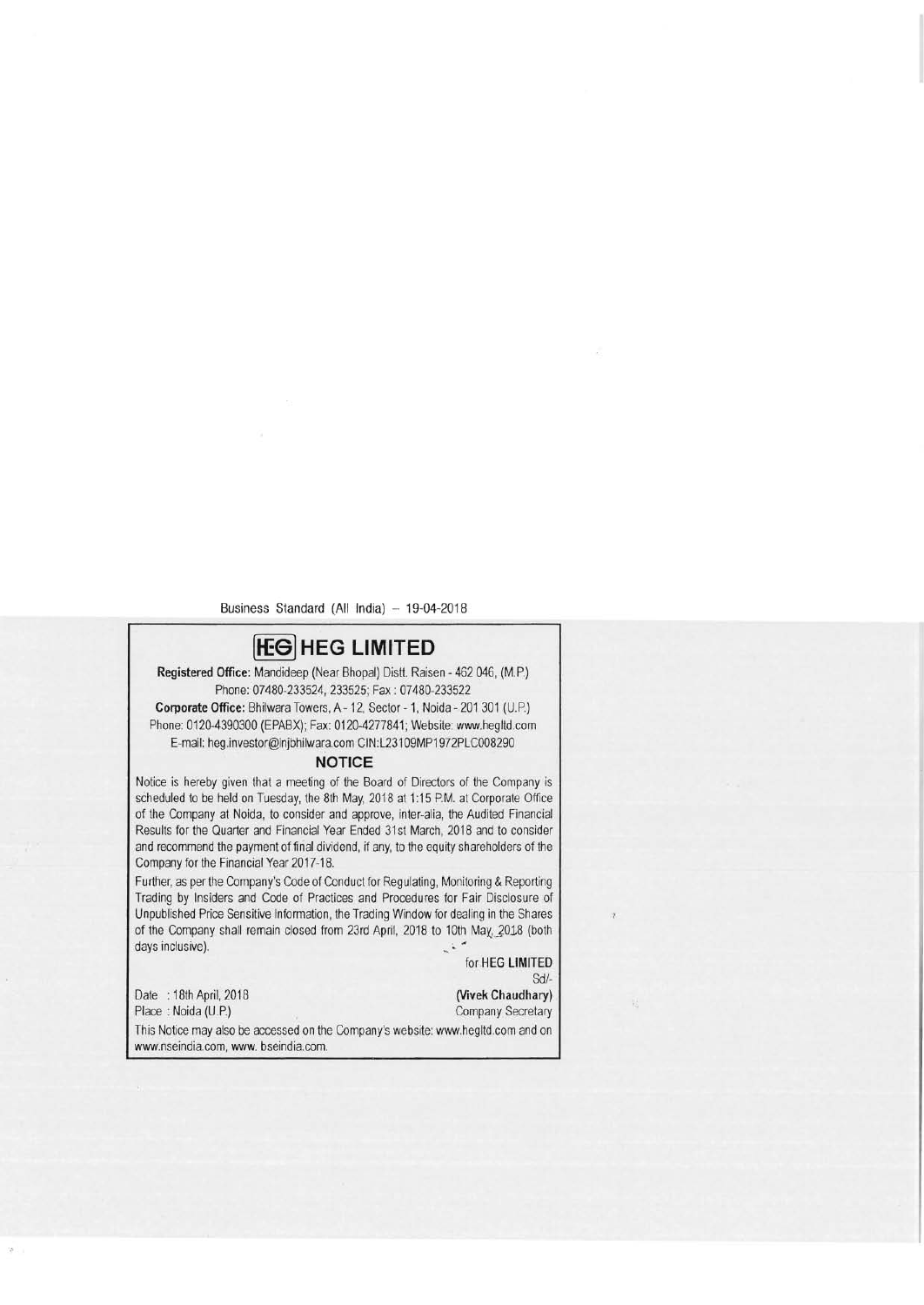Business Standard (All India) – 19-04-2018

# HEG LIMITED

**Registered Office:** Mandideep (Near Bhopal) Distt. Raisen - 462 046, (M.P.)
Phone: 07480-233524, 233525; Fax : 07480-233522
**Corporate Office:** Bhilwara Towers, A - 12, Sector - 1, Noida - 201 301 (U.P.)
Phone: 0120-4390300 (EPABX); Fax: 0120-4277841; Website: www.hegltd.com
E-mail: heg.investor@lnjbhilwara.com CIN:L23109MP1972PLC008290

## NOTICE

Notice is hereby given that a meeting of the Board of Directors of the Company is scheduled to be held on Tuesday, the 8th May, 2018 at 1:15 P.M. at Corporate Office of the Company at Noida, to consider and approve, inter-alia, the Audited Financial Results for the Quarter and Financial Year Ended 31st March, 2018 and to consider and recommend the payment of final dividend, if any, to the equity shareholders of the Company for the Financial Year 2017-18.

Further, as per the Company's Code of Conduct for Regulating, Monitoring & Reporting Trading by Insiders and Code of Practices and Procedures for Fair Disclosure of Unpublished Price Sensitive Information, the Trading Window for dealing in the Shares of the Company shall remain closed from 23rd April, 2018 to 10th May, 2018 (both days inclusive).

for HEG LIMITED
Sd/-
(Vivek Chaudhary)
Company Secretary

Date : 18th April, 2018
Place : Noida (U.P.)

This Notice may also be accessed on the Company's website: www.hegltd.com and on www.nseindia.com, www. bseindia.com.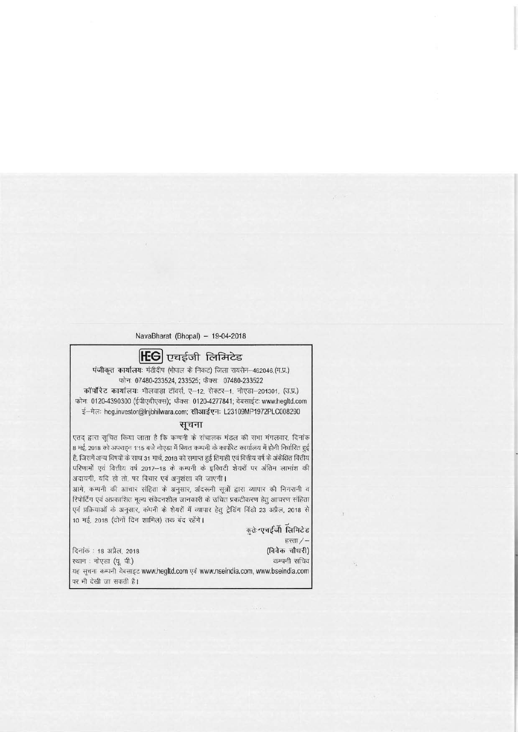NavaBharat (Bhopal) – 19-04-2018

# HEG एचईजी लिमिटेड

**पंजीकृत कार्यालयः** मंडीदीप (भोपाल के निकट) जिला रायसेन–462046,(म.प्र.)
फोन: 07480-233524, 233525; फैक्स: 07480-233522
**कॉर्पोरेट कार्यालयः** भीलवाड़ा टॉवर्स, ए–12, सेक्टर–1, नोएडा–201301, (उ.प्र.)
फोन: 0120-4390300 (ईपीएबीएक्स); फैक्स: 0120-4277841; वेबसाईटः www.hegltd.com
ई–मेलः heg.investor@lnjbhilwara.com; **सीआईएनः** L23109MP1972PLC008290

## सूचना

एतद् द्वारा सूचित किया जाता है कि कम्पनी के संचालक मंडल की सभा मंगलवार, दिनांक 8 मई, 2018 को अपराह्न 1:15 बजे नोएडा में स्थित कम्पनी के कार्पोरेट कार्यालय में होनी निर्धारित हुई है, जिसमें अन्य विषयों के साथ 31 मार्च, 2018 को समाप्त हुई तिमाही एवं वित्तीय वर्ष के अंकेक्षित वित्तीय परिणामों एवं वित्तीय वर्ष 2017–18 के कम्पनी के इक्विटी शेयरों पर अंतिम लाभांश की अदायगी, यदि हो तो, पर विचार एवं अनुशंसा की जाएगी।

आगे, कम्पनी की आचार संहिता के अनुसार, अंदरूनी सूत्रों द्वारा व्यापार की निगरानी व रिपोर्टिंग एवं अप्रकाशित मूल्य संवेदनशील जानकारी के उचित प्रकटीकरण हेतु आचरण संहिता एवं प्रक्रियाओं के अनुसार, कंपनी के शेयरों में व्यापार हेतु ट्रेडिंग विंडो 23 अप्रैल, 2018 से 10 मई, 2018 (दोनों दिन शामिल) तक बंद रहेंगे।

कृते एचईजी लिमिटेड
हस्ता/–
(विवेक चौधरी)
कम्पनी सचिव

दिनांक : 18 अप्रैल, 2018
स्थान : नोएडा (यू. पी.)

यह सूचना कम्पनी वेबसाइट www.hegltd.com एवं www.nseindia.com, www.bseindia.com पर भी देखी जा सकती है।